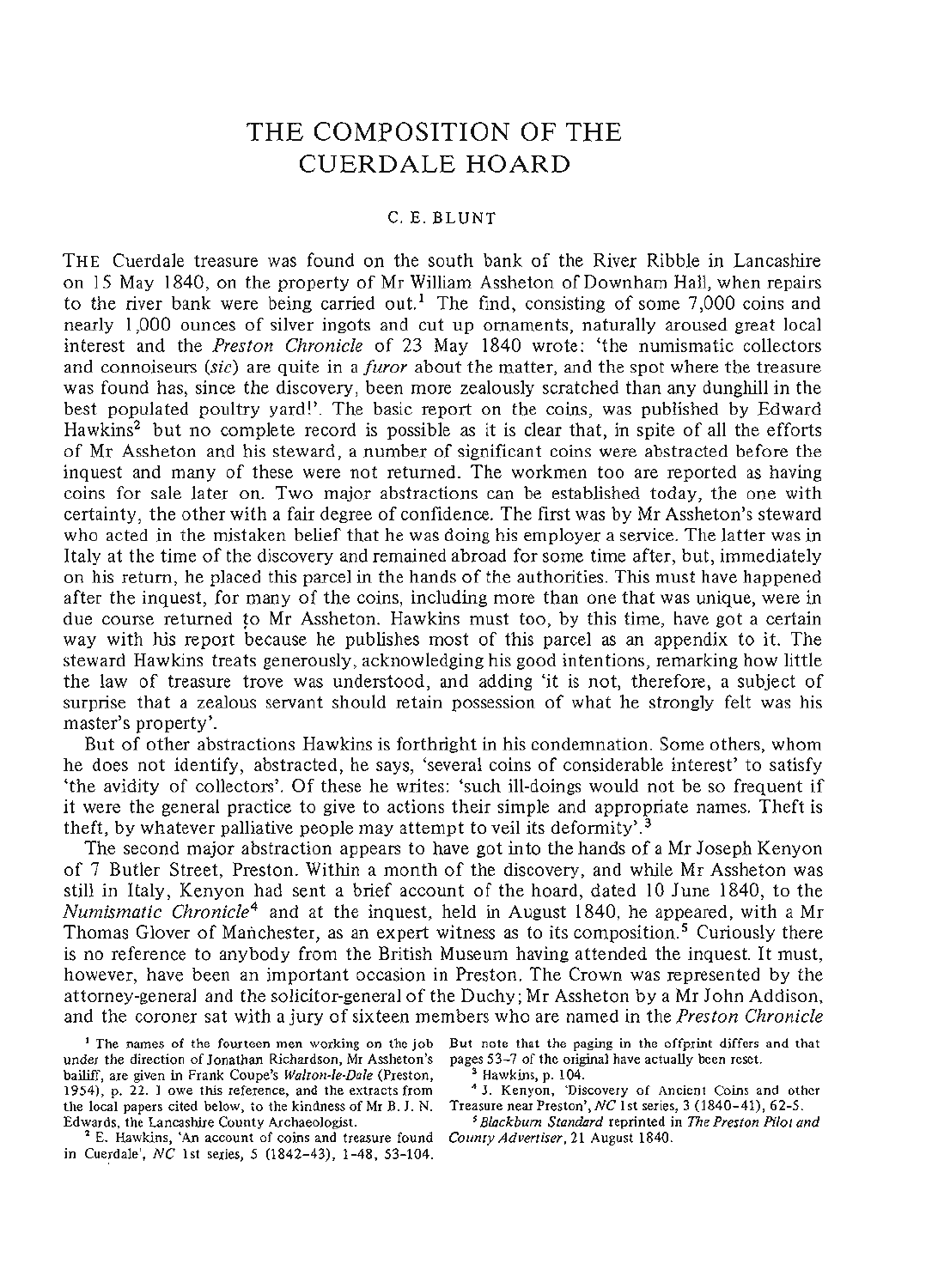# THE COMPOSITION OF THE CUERDALE HOARD

C. E. BLUNT

THE Cuerdale treasure was found on the south bank of the River Ribble in Lancashire on 15 May 1840, on the property of Mr William Assheton of Downham Hall, when repairs to the river bank were being carried out.[1] The find, consisting of some 7,000 coins and nearly 1,000 ounces of silver ingots and cut up ornaments, naturally aroused great local interest and the *Preston Chronicle* of 23 May 1840 wrote: 'the numismatic collectors and connoiseurs (*sic*) are quite in a *furor* about the matter, and the spot where the treasure was found has, since the discovery, been more zealously scratched than any dunghill in the best populated poultry yard!'. The basic report on the coins, was published by Edward Hawkins[2] but no complete record is possible as it is clear that, in spite of all the efforts of Mr Assheton and his steward, a number of significant coins were abstracted before the inquest and many of these were not returned. The workmen too are reported as having coins for sale later on. Two major abstractions can be established today, the one with certainty, the other with a fair degree of confidence. The first was by Mr Assheton's steward who acted in the mistaken belief that he was doing his employer a service. The latter was in Italy at the time of the discovery and remained abroad for some time after, but, immediately on his return, he placed this parcel in the hands of the authorities. This must have happened after the inquest, for many of the coins, including more than one that was unique, were in due course returned to Mr Assheton. Hawkins must too, by this time, have got a certain way with his report because he publishes most of this parcel as an appendix to it. The steward Hawkins treats generously, acknowledging his good intentions, remarking how little the law of treasure trove was understood, and adding 'it is not, therefore, a subject of surprise that a zealous servant should retain possession of what he strongly felt was his master's property'.

But of other abstractions Hawkins is forthright in his condemnation. Some others, whom he does not identify, abstracted, he says, 'several coins of considerable interest' to satisfy 'the avidity of collectors'. Of these he writes: 'such ill-doings would not be so frequent if it were the general practice to give to actions their simple and appropriate names. Theft is theft, by whatever palliative people may attempt to veil its deformity'.[3]

The second major abstraction appears to have got into the hands of a Mr Joseph Kenyon of 7 Butler Street, Preston. Within a month of the discovery, and while Mr Assheton was still in Italy, Kenyon had sent a brief account of the hoard, dated 10 June 1840, to the *Numismatic Chronicle*[4] and at the inquest, held in August 1840, he appeared, with a Mr Thomas Glover of Manchester, as an expert witness as to its composition.[5] Curiously there is no reference to anybody from the British Museum having attended the inquest. It must, however, have been an important occasion in Preston. The Crown was represented by the attorney-general and the solicitor-general of the Duchy; Mr Assheton by a Mr John Addison, and the coroner sat with a jury of sixteen members who are named in the *Preston Chronicle*

[1] The names of the fourteen men working on the job under the direction of Jonathan Richardson, Mr Assheton's bailiff, are given in Frank Coupe's *Walton-le-Dale* (Preston, 1954), p. 22. I owe this reference, and the extracts from the local papers cited below, to the kindness of Mr B. J. N. Edwards, the Lancashire County Archaeologist.

[2] E. Hawkins, 'An account of coins and treasure found in Cuerdale', *NC* 1st series, 5 (1842–43), 1–48, 53–104. But note that the paging in the offprint differs and that pages 53–7 of the original have actually been reset.

[3] Hawkins, p. 104.

[4] J. Kenyon, 'Discovery of Ancient Coins and other Treasure near Preston', *NC* 1st series, 3 (1840–41), 62–5.

[5] *Blackburn Standard* reprinted in *The Preston Pilot and County Advertiser*, 21 August 1840.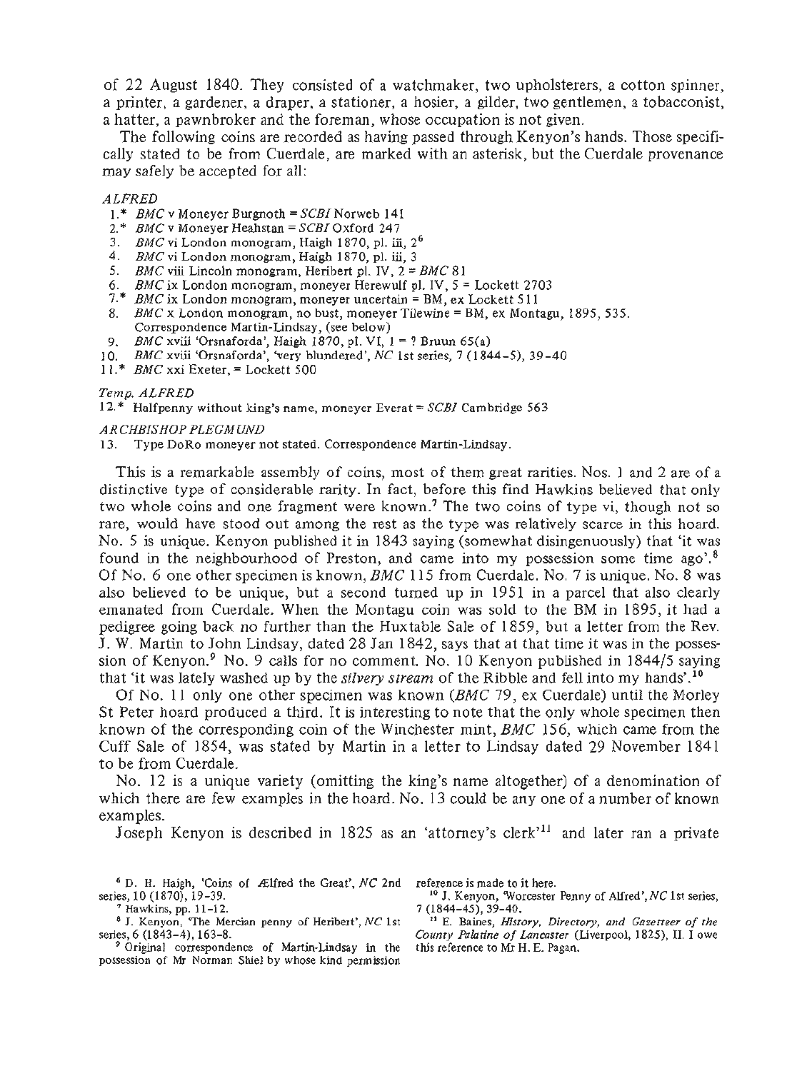of 22 August 1840. They consisted of a watchmaker, two upholsterers, a cotton spinner, a printer, a gardener, a draper, a stationer, a hosier, a gilder, two gentlemen, a tobacconist, a hatter, a pawnbroker and the foreman, whose occupation is not given.

The following coins are recorded as having passed through Kenyon's hands. Those specifically stated to be from Cuerdale, are marked with an asterisk, but the Cuerdale provenance may safely be accepted for all:

*ALFRED*

1.* *BMC* v Moneyer Burgnoth = *SCBI* Norweb 141
2.* *BMC* v Moneyer Heahstan = *SCBI* Oxford 247
3. *BMC* vi London monogram, Haigh 1870, pl. iii, 2[6]
4. *BMC* vi London monogram, Haigh 1870, pl. iii, 3
5. *BMC* viii Lincoln monogram, Heribert pl. IV, 2 = *BMC* 81
6. *BMC* ix London monogram, moneyer Herewulf pl. IV, 5 = Lockett 2703
7.* *BMC* ix London monogram, moneyer uncertain = BM, ex Lockett 511
8. *BMC* x London monogram, no bust, moneyer Tilewine = BM, ex Montagu, 1895, 535. Correspondence Martin-Lindsay, (see below)
9. *BMC* xviii 'Orsnaforda', Haigh 1870, pl. VI, 1 = ? Bruun 65(a)
10. *BMC* xviii 'Orsnaforda', 'very blundered', *NC* 1st series, 7 (1844–5), 39–40
11.* *BMC* xxi Exeter, = Lockett 500

*Temp. ALFRED*

12.* Halfpenny without king's name, moneyer Everat = *SCBI* Cambridge 563

*ARCHBISHOP PLEGMUND*

13. Type DoRo moneyer not stated. Correspondence Martin-Lindsay.

This is a remarkable assembly of coins, most of them great rarities. Nos. 1 and 2 are of a distinctive type of considerable rarity. In fact, before this find Hawkins believed that only two whole coins and one fragment were known.[7] The two coins of type vi, though not so rare, would have stood out among the rest as the type was relatively scarce in this hoard. No. 5 is unique. Kenyon published it in 1843 saying (somewhat disingenuously) that 'it was found in the neighbourhood of Preston, and came into my possession some time ago'.[8] Of No. 6 one other specimen is known, *BMC* 115 from Cuerdale. No. 7 is unique. No. 8 was also believed to be unique, but a second turned up in 1951 in a parcel that also clearly emanated from Cuerdale. When the Montagu coin was sold to the BM in 1895, it had a pedigree going back no further than the Huxtable Sale of 1859, but a letter from the Rev. J. W. Martin to John Lindsay, dated 28 Jan 1842, says that at that time it was in the possession of Kenyon.[9] No. 9 calls for no comment. No. 10 Kenyon published in 1844/5 saying that 'it was lately washed up by the *silvery stream* of the Ribble and fell into my hands'.[10]

Of No. 11 only one other specimen was known (*BMC* 79, ex Cuerdale) until the Morley St Peter hoard produced a third. It is interesting to note that the only whole specimen then known of the corresponding coin of the Winchester mint, *BMC* 156, which came from the Cuff Sale of 1854, was stated by Martin in a letter to Lindsay dated 29 November 1841 to be from Cuerdale.

No. 12 is a unique variety (omitting the king's name altogether) of a denomination of which there are few examples in the hoard. No. 13 could be any one of a number of known examples.

Joseph Kenyon is described in 1825 as an 'attorney's clerk'[11] and later ran a private

---

[6] D. H. Haigh, 'Coins of Ælfred the Great', *NC* 2nd series, 10 (1870), 19–39.

[7] Hawkins, pp. 11–12.

[8] J. Kenyon, 'The Mercian penny of Heribert', *NC* 1st series, 6 (1843–4), 163–8.

[9] Original correspondence of Martin-Lindsay in the possession of Mr Norman Shiel by whose kind permission reference is made to it here.

[10] J. Kenyon, 'Worcester Penny of Alfred', *NC* 1st series, 7 (1844–45), 39–40.

[11] E. Baines, *History, Directory, and Gazetteer of the County Palatine of Lancaster* (Liverpool, 1825), II. I owe this reference to Mr H. E. Pagan.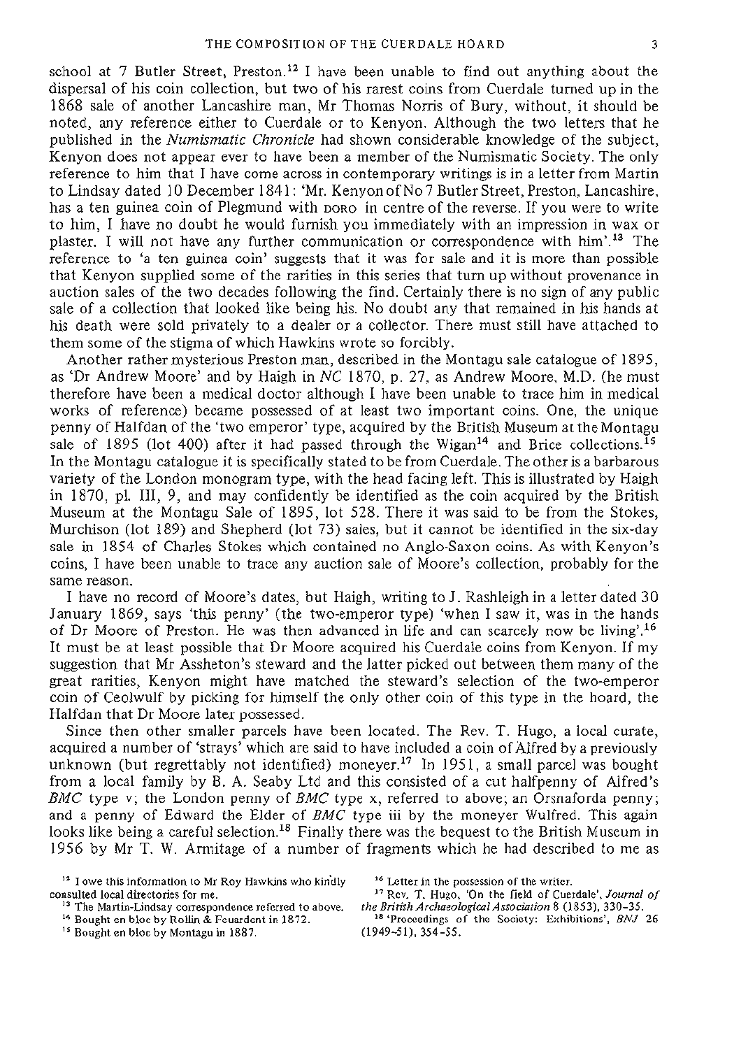school at 7 Butler Street, Preston.[12] I have been unable to find out anything about the dispersal of his coin collection, but two of his rarest coins from Cuerdale turned up in the 1868 sale of another Lancashire man, Mr Thomas Norris of Bury, without, it should be noted, any reference either to Cuerdale or to Kenyon. Although the two letters that he published in the *Numismatic Chronicle* had shown considerable knowledge of the subject, Kenyon does not appear ever to have been a member of the Numismatic Society. The only reference to him that I have come across in contemporary writings is in a letter from Martin to Lindsay dated 10 December 1841: 'Mr. Kenyon of No 7 Butler Street, Preston, Lancashire, has a ten guinea coin of Plegmund with DORO in centre of the reverse. If you were to write to him, I have no doubt he would furnish you immediately with an impression in wax or plaster. I will not have any further communication or correspondence with him'.[13] The reference to 'a ten guinea coin' suggests that it was for sale and it is more than possible that Kenyon supplied some of the rarities in this series that turn up without provenance in auction sales of the two decades following the find. Certainly there is no sign of any public sale of a collection that looked like being his. No doubt any that remained in his hands at his death were sold privately to a dealer or a collector. There must still have attached to them some of the stigma of which Hawkins wrote so forcibly.

Another rather mysterious Preston man, described in the Montagu sale catalogue of 1895, as 'Dr Andrew Moore' and by Haigh in *NC* 1870, p. 27, as Andrew Moore, M.D. (he must therefore have been a medical doctor although I have been unable to trace him in medical works of reference) became possessed of at least two important coins. One, the unique penny of Halfdan of the 'two emperor' type, acquired by the British Museum at the Montagu sale of 1895 (lot 400) after it had passed through the Wigan[14] and Brice collections.[15] In the Montagu catalogue it is specifically stated to be from Cuerdale. The other is a barbarous variety of the London monogram type, with the head facing left. This is illustrated by Haigh in 1870, pl. III, 9, and may confidently be identified as the coin acquired by the British Museum at the Montagu Sale of 1895, lot 528. There it was said to be from the Stokes, Murchison (lot 189) and Shepherd (lot 73) sales, but it cannot be identified in the six-day sale in 1854 of Charles Stokes which contained no Anglo-Saxon coins. As with Kenyon's coins, I have been unable to trace any auction sale of Moore's collection, probably for the same reason.

I have no record of Moore's dates, but Haigh, writing to J. Rashleigh in a letter dated 30 January 1869, says 'this penny' (the two-emperor type) 'when I saw it, was in the hands of Dr Moore of Preston. He was then advanced in life and can scarcely now be living'.[16] It must be at least possible that Dr Moore acquired his Cuerdale coins from Kenyon. If my suggestion that Mr Assheton's steward and the latter picked out between them many of the great rarities, Kenyon might have matched the steward's selection of the two-emperor coin of Ceolwulf by picking for himself the only other coin of this type in the hoard, the Halfdan that Dr Moore later possessed.

Since then other smaller parcels have been located. The Rev. T. Hugo, a local curate, acquired a number of 'strays' which are said to have included a coin of Alfred by a previously unknown (but regrettably not identified) moneyer.[17] In 1951, a small parcel was bought from a local family by B. A. Seaby Ltd and this consisted of a cut halfpenny of Alfred's *BMC* type v; the London penny of *BMC* type x, referred to above; an Orsnaforda penny; and a penny of Edward the Elder of *BMC* type iii by the moneyer Wulfred. This again looks like being a careful selection.[18] Finally there was the bequest to the British Museum in 1956 by Mr T. W. Armitage of a number of fragments which he had described to me as

[12] I owe this information to Mr Roy Hawkins who kindly consulted local directories for me.

[13] The Martin-Lindsay correspondence referred to above.

[14] Bought en bloc by Rollin & Feuardent in 1872.

[15] Bought en bloc by Montagu in 1887.

[16] Letter in the possession of the writer.

[17] Rev. T. Hugo, 'On the field of Cuerdale', *Journal of the British Archaeological Association* 8 (1853), 330–35.

[18] 'Proceedings of the Society: Exhibitions', *BNJ* 26 (1949–51), 354–55.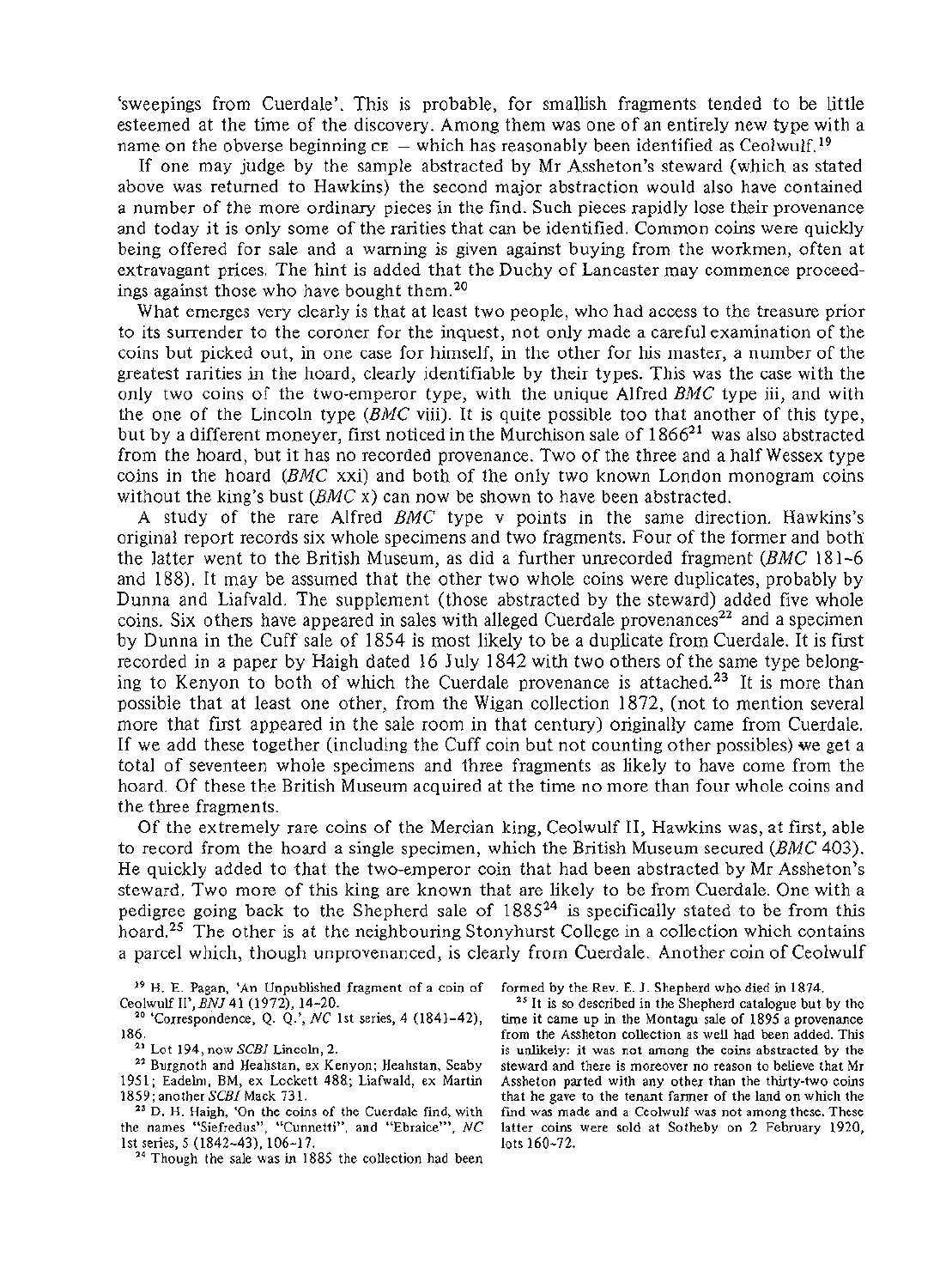'sweepings from Cuerdale'. This is probable, for smallish fragments tended to be little esteemed at the time of the discovery. Among them was one of an entirely new type with a name on the obverse beginning CE – which has reasonably been identified as Ceolwulf.[19]

If one may judge by the sample abstracted by Mr Assheton's steward (which as stated above was returned to Hawkins) the second major abstraction would also have contained a number of the more ordinary pieces in the find. Such pieces rapidly lose their provenance and today it is only some of the rarities that can be identified. Common coins were quickly being offered for sale and a warning is given against buying from the workmen, often at extravagant prices. The hint is added that the Duchy of Lancaster may commence proceedings against those who have bought them.[20]

What emerges very clearly is that at least two people, who had access to the treasure prior to its surrender to the coroner for the inquest, not only made a careful examination of the coins but picked out, in one case for himself, in the other for his master, a number of the greatest rarities in the hoard, clearly identifiable by their types. This was the case with the only two coins of the two-emperor type, with the unique Alfred *BMC* type iii, and with the one of the Lincoln type (*BMC* viii). It is quite possible too that another of this type, but by a different moneyer, first noticed in the Murchison sale of 1866[21] was also abstracted from the hoard, but it has no recorded provenance. Two of the three and a half Wessex type coins in the hoard (*BMC* xxi) and both of the only two known London monogram coins without the king's bust (*BMC* x) can now be shown to have been abstracted.

A study of the rare Alfred *BMC* type v points in the same direction. Hawkins's original report records six whole specimens and two fragments. Four of the former and both the latter went to the British Museum, as did a further unrecorded fragment (*BMC* 181–6 and 188). It may be assumed that the other two whole coins were duplicates, probably by Dunna and Liafvald. The supplement (those abstracted by the steward) added five whole coins. Six others have appeared in sales with alleged Cuerdale provenances[22] and a specimen by Dunna in the Cuff sale of 1854 is most likely to be a duplicate from Cuerdale. It is first recorded in a paper by Haigh dated 16 July 1842 with two others of the same type belonging to Kenyon to both of which the Cuerdale provenance is attached.[23] It is more than possible that at least one other, from the Wigan collection 1872, (not to mention several more that first appeared in the sale room in that century) originally came from Cuerdale. If we add these together (including the Cuff coin but not counting other possibles) we get a total of seventeen whole specimens and three fragments as likely to have come from the hoard. Of these the British Museum acquired at the time no more than four whole coins and the three fragments.

Of the extremely rare coins of the Mercian king, Ceolwulf II, Hawkins was, at first, able to record from the hoard a single specimen, which the British Museum secured (*BMC* 403). He quickly added to that the two-emperor coin that had been abstracted by Mr Assheton's steward. Two more of this king are known that are likely to be from Cuerdale. One with a pedigree going back to the Shepherd sale of 1885[24] is specifically stated to be from this hoard.[25] The other is at the neighbouring Stonyhurst College in a collection which contains a parcel which, though unprovenanced, is clearly from Cuerdale. Another coin of Ceolwulf

[19] H. E. Pagan, 'An Unpublished fragment of a coin of Ceolwulf II', *BNJ* 41 (1972), 14–20.

[20] 'Correspondence, Q. Q.', *NC* 1st series, 4 (1841–42), 186.

[21] Lot 194, now *SCBI* Lincoln, 2.

[22] Burgnoth and Heahstan, ex Kenyon; Heahstan, Seaby 1951; Eadelm, BM, ex Lockett 488; Liafwald, ex Martin 1859; another *SCBI* Mack 731.

[23] D. H. Haigh, 'On the coins of the Cuerdale find, with the names "Siefredus", "Cunnetti", and "Ebraice"', *NC* 1st series, 5 (1842–43), 106–17.

[24] Though the sale was in 1885 the collection had been formed by the Rev. E. J. Shepherd who died in 1874.

[25] It is so described in the Shepherd catalogue but by the time it came up in the Montagu sale of 1895 a provenance from the Assheton collection as well had been added. This is unlikely: it was not among the coins abstracted by the steward and there is moreover no reason to believe that Mr Assheton parted with any other than the thirty-two coins that he gave to the tenant farmer of the land on which the find was made and a Ceolwulf was not among these. These latter coins were sold at Sotheby on 2 February 1920, lots 160–72.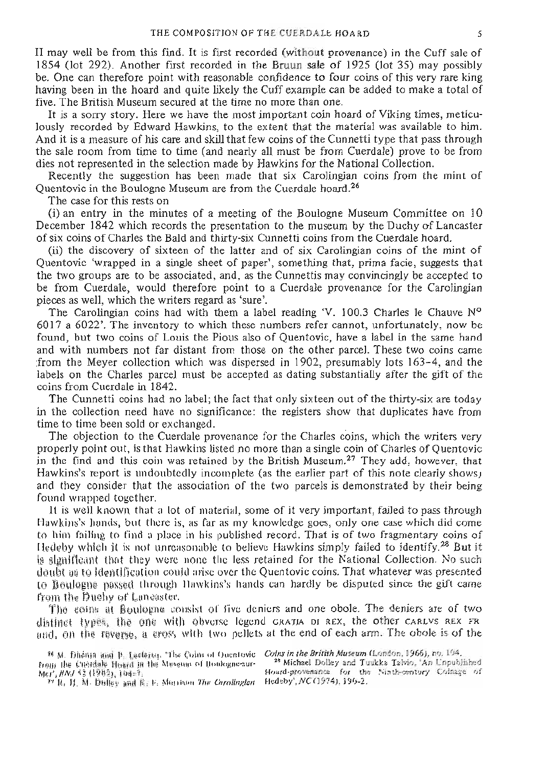II may well be from this find. It is first recorded (without provenance) in the Cuff sale of 1854 (lot 292). Another first recorded in the Bruun sale of 1925 (lot 35) may possibly be. One can therefore point with reasonable confidence to four coins of this very rare king having been in the hoard and quite likely the Cuff example can be added to make a total of five. The British Museum secured at the time no more than one.

It is a sorry story. Here we have the most important coin hoard of Viking times, meticulously recorded by Edward Hawkins, to the extent that the material was available to him. And it is a measure of his care and skill that few coins of the Cunnetti type that pass through the sale room from time to time (and nearly all must be from Cuerdale) prove to be from dies not represented in the selection made by Hawkins for the National Collection.

Recently the suggestion has been made that six Carolingian coins from the mint of Quentovic in the Boulogne Museum are from the Cuerdale hoard.[26]

The case for this rests on

(i) an entry in the minutes of a meeting of the Boulogne Museum Committee on 10 December 1842 which records the presentation to the museum by the Duchy of Lancaster of six coins of Charles the Bald and thirty-six Cunnetti coins from the Cuerdale hoard.

(ii) the discovery of sixteen of the latter and of six Carolingian coins of the mint of Quentovic 'wrapped in a single sheet of paper', something that, prima facie, suggests that the two groups are to be associated, and, as the Cunnettis may convincingly be accepted to be from Cuerdale, would therefore point to a Cuerdale provenance for the Carolingian pieces as well, which the writers regard as 'sure'.

The Carolingian coins had with them a label reading 'V. 100.3 Charles le Chauve N° 6017 a 6022'. The inventory to which these numbers refer cannot, unfortunately, now be found, but two coins of Louis the Pious also of Quentovic, have a label in the same hand and with numbers not far distant from those on the other parcel. These two coins came from the Meyer collection which was dispersed in 1902, presumably lots 163–4, and the labels on the Charles parcel must be accepted as dating substantially after the gift of the coins from Cuerdale in 1842.

The Cunnetti coins had no label; the fact that only sixteen out of the thirty-six are today in the collection need have no significance: the registers show that duplicates have from time to time been sold or exchanged.

The objection to the Cuerdale provenance for the Charles coins, which the writers very properly point out, is that Hawkins listed no more than a single coin of Charles of Quentovic in the find and this coin was retained by the British Museum.[27] They add, however, that Hawkins's report is undoubtedly incomplete (as the earlier part of this note clearly shows) and they consider that the association of the two parcels is demonstrated by their being found wrapped together.

It is well known that a lot of material, some of it very important, failed to pass through Hawkins's hands, but there is, as far as my knowledge goes, only one case which did come to him failing to find a place in his published record. That is of two fragmentary coins of Hedeby which it is not unreasonable to believe Hawkins simply failed to identify.[28] But it is significant that they were none the less retained for the National Collection. No such doubt as to identification could arise over the Quentovic coins. That whatever was presented to Boulogne passed through Hawkins's hands can hardly be disputed since the gift came from the Duchy of Lancaster.

The coins at Boulogne consist of five deniers and one obole. The deniers are of two distinct types, the one with obverse legend GRATIA DI REX, the other CARLVS REX FR and, on the reverse, a cross with two pellets at the end of each arm. The obole is of the

---

[26] M. Dhénin and P. Leclercq, 'The Coins of Quentovic from the Cuerdale Hoard in the Museum of Boulogne-sur-Mer', *BNJ* 52 (1982), 104–7.

[27] R. H. M. Dolley and K. F. Morrison *The Carolingian Coins in the British Museum* (London, 1966), no. 104.

[28] Michael Dolley and Tuukka Talvio, 'An Unpublished Hoard-provenance for the Ninth-century Coinage of Hedeby', *NC* (1974), 190–2.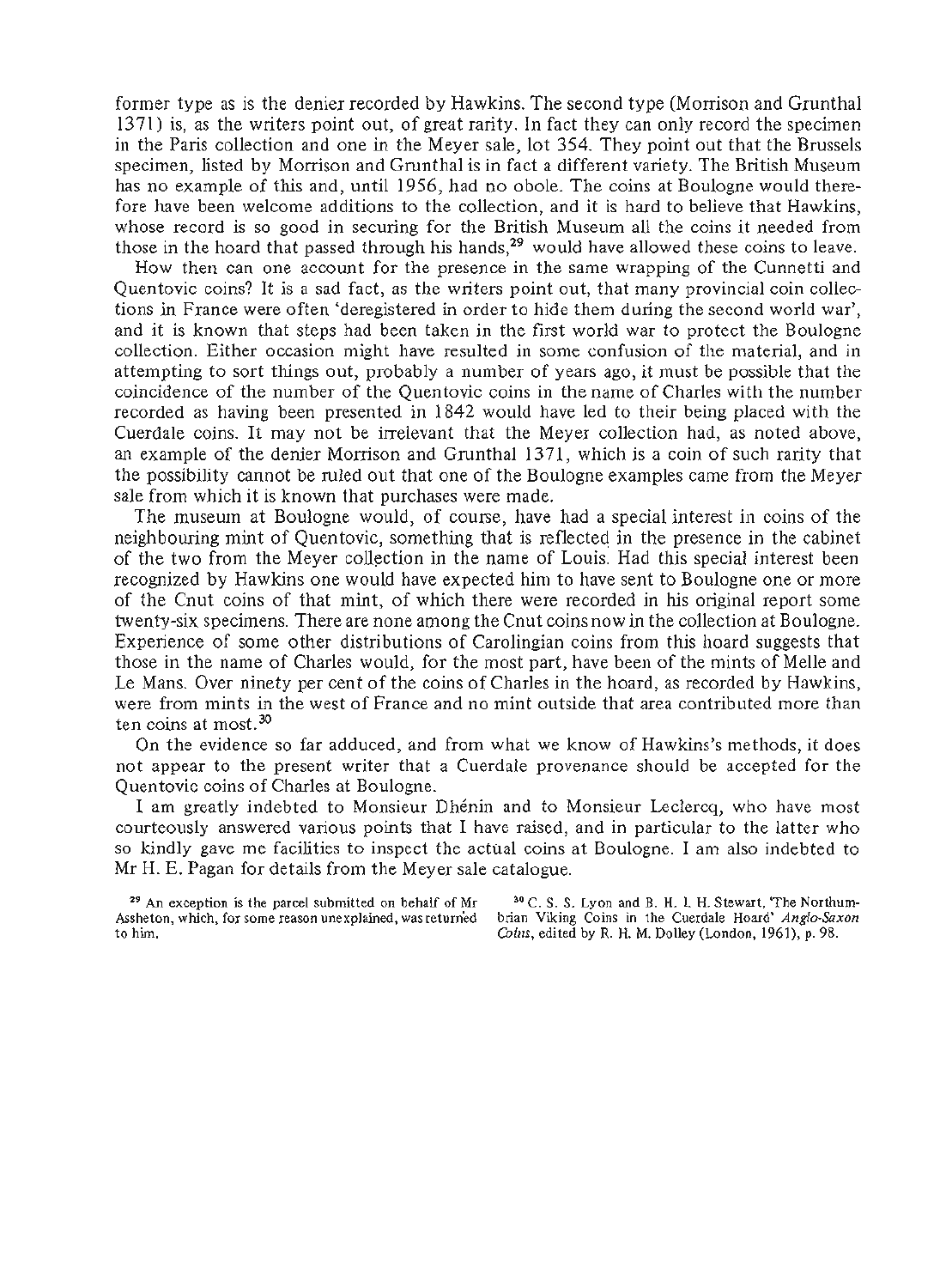former type as is the denier recorded by Hawkins. The second type (Morrison and Grunthal 1371) is, as the writers point out, of great rarity. In fact they can only record the specimen in the Paris collection and one in the Meyer sale, lot 354. They point out that the Brussels specimen, listed by Morrison and Grunthal is in fact a different variety. The British Museum has no example of this and, until 1956, had no obole. The coins at Boulogne would therefore have been welcome additions to the collection, and it is hard to believe that Hawkins, whose record is so good in securing for the British Museum all the coins it needed from those in the hoard that passed through his hands,[29] would have allowed these coins to leave.

How then can one account for the presence in the same wrapping of the Cunnetti and Quentovic coins? It is a sad fact, as the writers point out, that many provincial coin collections in France were often 'deregistered in order to hide them during the second world war', and it is known that steps had been taken in the first world war to protect the Boulogne collection. Either occasion might have resulted in some confusion of the material, and in attempting to sort things out, probably a number of years ago, it must be possible that the coincidence of the number of the Quentovic coins in the name of Charles with the number recorded as having been presented in 1842 would have led to their being placed with the Cuerdale coins. It may not be irrelevant that the Meyer collection had, as noted above, an example of the denier Morrison and Grunthal 1371, which is a coin of such rarity that the possibility cannot be ruled out that one of the Boulogne examples came from the Meyer sale from which it is known that purchases were made.

The museum at Boulogne would, of course, have had a special interest in coins of the neighbouring mint of Quentovic, something that is reflected in the presence in the cabinet of the two from the Meyer collection in the name of Louis. Had this special interest been recognized by Hawkins one would have expected him to have sent to Boulogne one or more of the Cnut coins of that mint, of which there were recorded in his original report some twenty-six specimens. There are none among the Cnut coins now in the collection at Boulogne. Experience of some other distributions of Carolingian coins from this hoard suggests that those in the name of Charles would, for the most part, have been of the mints of Melle and Le Mans. Over ninety per cent of the coins of Charles in the hoard, as recorded by Hawkins, were from mints in the west of France and no mint outside that area contributed more than ten coins at most.[30]

On the evidence so far adduced, and from what we know of Hawkins's methods, it does not appear to the present writer that a Cuerdale provenance should be accepted for the Quentovic coins of Charles at Boulogne.

I am greatly indebted to Monsieur Dhénin and to Monsieur Leclercq, who have most courteously answered various points that I have raised, and in particular to the latter who so kindly gave me facilities to inspect the actual coins at Boulogne. I am also indebted to Mr H. E. Pagan for details from the Meyer sale catalogue.

[29] An exception is the parcel submitted on behalf of Mr Assheton, which, for some reason unexplained, was returned to him.

[30] C. S. S. Lyon and B. H. I. H. Stewart, 'The Northumbrian Viking Coins in the Cuerdale Hoard' *Anglo-Saxon Coins*, edited by R. H. M. Dolley (London, 1961), p. 98.